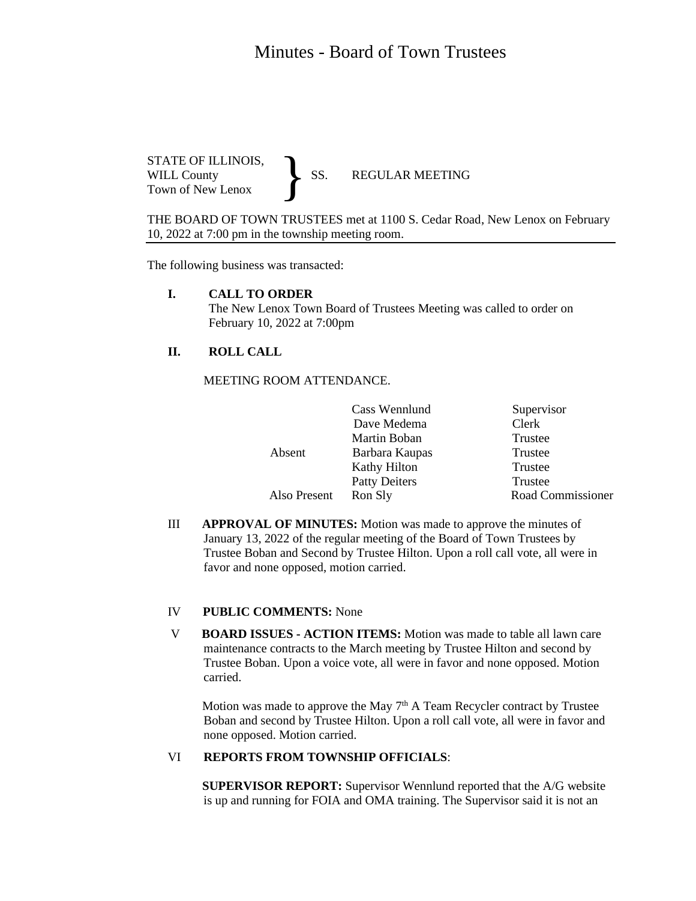# Minutes - Board of Town Trustees

STATE OF ILLINOIS,
WILL County } SS. REGULAR MEETING
Town of New Lenox

THE BOARD OF TOWN TRUSTEES met at 1100 S. Cedar Road, New Lenox on February 10, 2022 at 7:00 pm in the township meeting room.

The following business was transacted:

**I. CALL TO ORDER**

The New Lenox Town Board of Trustees Meeting was called to order on February 10, 2022 at 7:00pm

**II. ROLL CALL**

MEETING ROOM ATTENDANCE.

| | | |
|---|---|---|
| | Cass Wennlund | Supervisor |
| | Dave Medema | Clerk |
| | Martin Boban | Trustee |
| Absent | Barbara Kaupas | Trustee |
| | Kathy Hilton | Trustee |
| | Patty Deiters | Trustee |
| Also Present | Ron Sly | Road Commissioner |

III **APPROVAL OF MINUTES:** Motion was made to approve the minutes of January 13, 2022 of the regular meeting of the Board of Town Trustees by Trustee Boban and Second by Trustee Hilton. Upon a roll call vote, all were in favor and none opposed, motion carried.

IV **PUBLIC COMMENTS:** None

V **BOARD ISSUES - ACTION ITEMS:** Motion was made to table all lawn care maintenance contracts to the March meeting by Trustee Hilton and second by Trustee Boban. Upon a voice vote, all were in favor and none opposed. Motion carried.

Motion was made to approve the May 7th A Team Recycler contract by Trustee Boban and second by Trustee Hilton. Upon a roll call vote, all were in favor and none opposed. Motion carried.

VI **REPORTS FROM TOWNSHIP OFFICIALS**:

**SUPERVISOR REPORT:** Supervisor Wennlund reported that the A/G website is up and running for FOIA and OMA training. The Supervisor said it is not an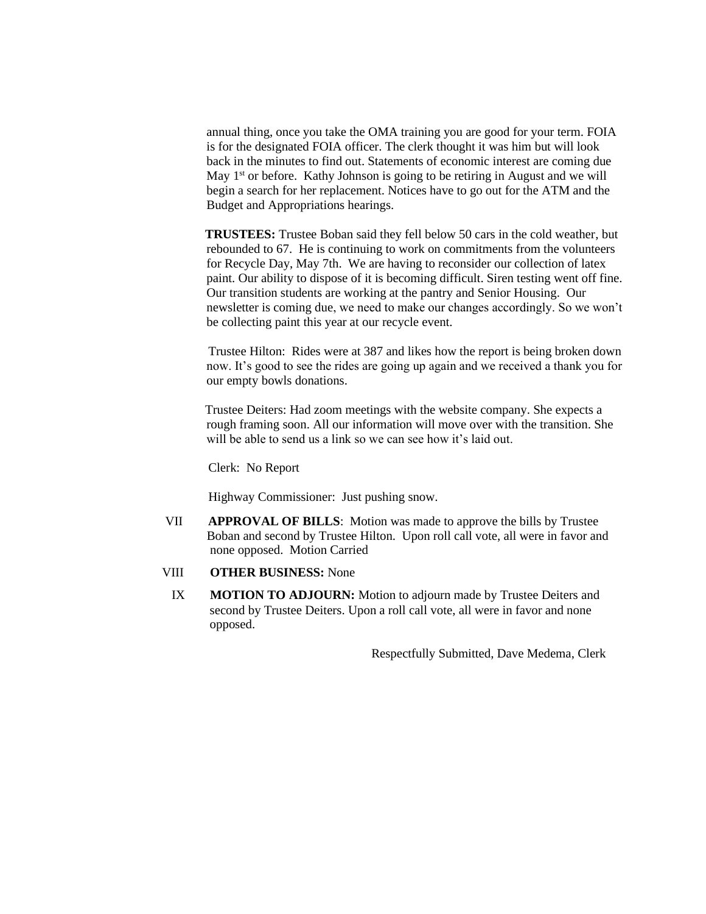annual thing, once you take the OMA training you are good for your term. FOIA is for the designated FOIA officer. The clerk thought it was him but will look back in the minutes to find out. Statements of economic interest are coming due May 1st or before. Kathy Johnson is going to be retiring in August and we will begin a search for her replacement. Notices have to go out for the ATM and the Budget and Appropriations hearings.

**TRUSTEES:** Trustee Boban said they fell below 50 cars in the cold weather, but rebounded to 67. He is continuing to work on commitments from the volunteers for Recycle Day, May 7th. We are having to reconsider our collection of latex paint. Our ability to dispose of it is becoming difficult. Siren testing went off fine. Our transition students are working at the pantry and Senior Housing. Our newsletter is coming due, we need to make our changes accordingly. So we won't be collecting paint this year at our recycle event.

Trustee Hilton: Rides were at 387 and likes how the report is being broken down now. It's good to see the rides are going up again and we received a thank you for our empty bowls donations.

Trustee Deiters: Had zoom meetings with the website company. She expects a rough framing soon. All our information will move over with the transition. She will be able to send us a link so we can see how it's laid out.

Clerk: No Report

Highway Commissioner: Just pushing snow.

VII **APPROVAL OF BILLS**: Motion was made to approve the bills by Trustee Boban and second by Trustee Hilton. Upon roll call vote, all were in favor and none opposed. Motion Carried

VIII **OTHER BUSINESS:** None

IX **MOTION TO ADJOURN:** Motion to adjourn made by Trustee Deiters and second by Trustee Deiters. Upon a roll call vote, all were in favor and none opposed.

Respectfully Submitted, Dave Medema, Clerk